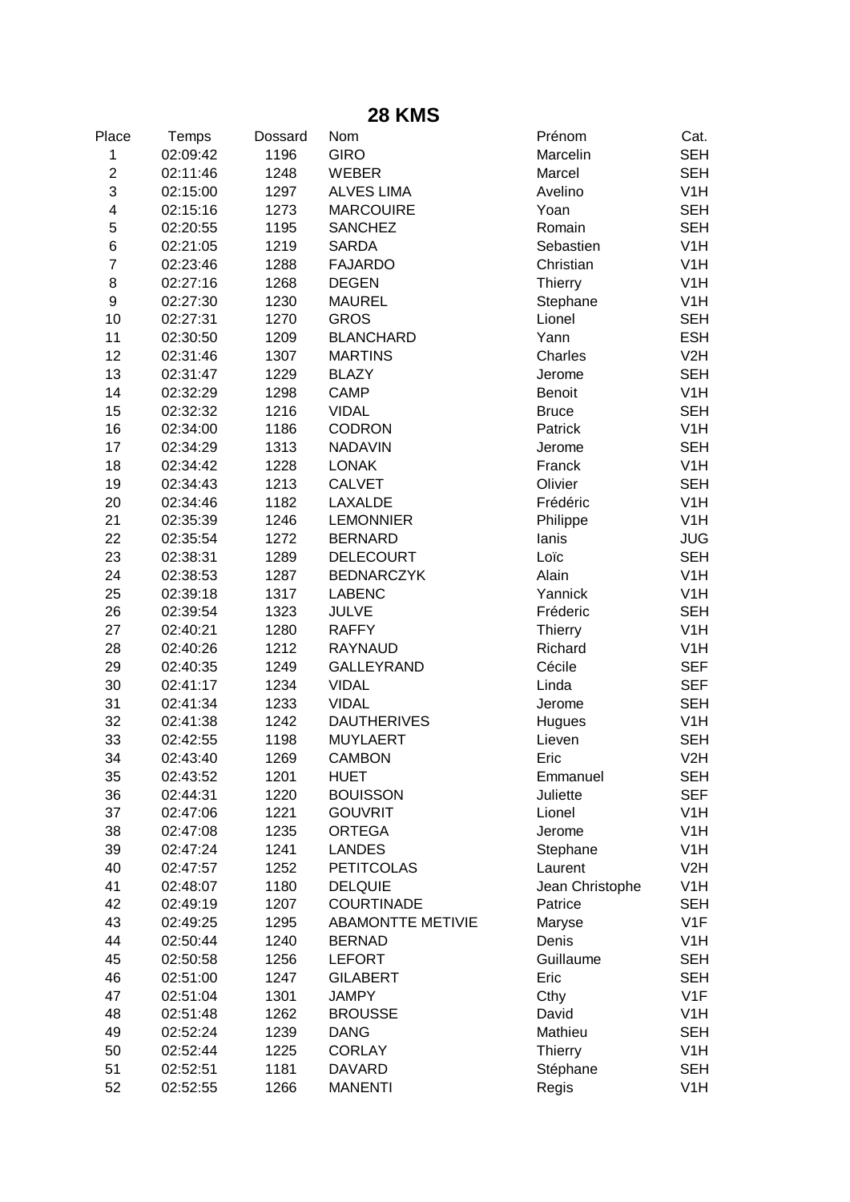# 28 KMS

| Place | Temps | Dossard | Nom | Prénom | Cat. |
|---|---|---|---|---|---|
| 1 | 02:09:42 | 1196 | GIRO | Marcelin | SEH |
| 2 | 02:11:46 | 1248 | WEBER | Marcel | SEH |
| 3 | 02:15:00 | 1297 | ALVES LIMA | Avelino | V1H |
| 4 | 02:15:16 | 1273 | MARCOUIRE | Yoan | SEH |
| 5 | 02:20:55 | 1195 | SANCHEZ | Romain | SEH |
| 6 | 02:21:05 | 1219 | SARDA | Sebastien | V1H |
| 7 | 02:23:46 | 1288 | FAJARDO | Christian | V1H |
| 8 | 02:27:16 | 1268 | DEGEN | Thierry | V1H |
| 9 | 02:27:30 | 1230 | MAUREL | Stephane | V1H |
| 10 | 02:27:31 | 1270 | GROS | Lionel | SEH |
| 11 | 02:30:50 | 1209 | BLANCHARD | Yann | ESH |
| 12 | 02:31:46 | 1307 | MARTINS | Charles | V2H |
| 13 | 02:31:47 | 1229 | BLAZY | Jerome | SEH |
| 14 | 02:32:29 | 1298 | CAMP | Benoit | V1H |
| 15 | 02:32:32 | 1216 | VIDAL | Bruce | SEH |
| 16 | 02:34:00 | 1186 | CODRON | Patrick | V1H |
| 17 | 02:34:29 | 1313 | NADAVIN | Jerome | SEH |
| 18 | 02:34:42 | 1228 | LONAK | Franck | V1H |
| 19 | 02:34:43 | 1213 | CALVET | Olivier | SEH |
| 20 | 02:34:46 | 1182 | LAXALDE | Frédéric | V1H |
| 21 | 02:35:39 | 1246 | LEMONNIER | Philippe | V1H |
| 22 | 02:35:54 | 1272 | BERNARD | Ianis | JUG |
| 23 | 02:38:31 | 1289 | DELECOURT | Loïc | SEH |
| 24 | 02:38:53 | 1287 | BEDNARCZYK | Alain | V1H |
| 25 | 02:39:18 | 1317 | LABENC | Yannick | V1H |
| 26 | 02:39:54 | 1323 | JULVE | Fréderic | SEH |
| 27 | 02:40:21 | 1280 | RAFFY | Thierry | V1H |
| 28 | 02:40:26 | 1212 | RAYNAUD | Richard | V1H |
| 29 | 02:40:35 | 1249 | GALLEYRAND | Cécile | SEF |
| 30 | 02:41:17 | 1234 | VIDAL | Linda | SEF |
| 31 | 02:41:34 | 1233 | VIDAL | Jerome | SEH |
| 32 | 02:41:38 | 1242 | DAUTHERIVES | Hugues | V1H |
| 33 | 02:42:55 | 1198 | MUYLAERT | Lieven | SEH |
| 34 | 02:43:40 | 1269 | CAMBON | Eric | V2H |
| 35 | 02:43:52 | 1201 | HUET | Emmanuel | SEH |
| 36 | 02:44:31 | 1220 | BOUISSON | Juliette | SEF |
| 37 | 02:47:06 | 1221 | GOUVRIT | Lionel | V1H |
| 38 | 02:47:08 | 1235 | ORTEGA | Jerome | V1H |
| 39 | 02:47:24 | 1241 | LANDES | Stephane | V1H |
| 40 | 02:47:57 | 1252 | PETITCOLAS | Laurent | V2H |
| 41 | 02:48:07 | 1180 | DELQUIE | Jean Christophe | V1H |
| 42 | 02:49:19 | 1207 | COURTINADE | Patrice | SEH |
| 43 | 02:49:25 | 1295 | ABAMONTTE METIVIE | Maryse | V1F |
| 44 | 02:50:44 | 1240 | BERNAD | Denis | V1H |
| 45 | 02:50:58 | 1256 | LEFORT | Guillaume | SEH |
| 46 | 02:51:00 | 1247 | GILABERT | Eric | SEH |
| 47 | 02:51:04 | 1301 | JAMPY | Cthy | V1F |
| 48 | 02:51:48 | 1262 | BROUSSE | David | V1H |
| 49 | 02:52:24 | 1239 | DANG | Mathieu | SEH |
| 50 | 02:52:44 | 1225 | CORLAY | Thierry | V1H |
| 51 | 02:52:51 | 1181 | DAVARD | Stéphane | SEH |
| 52 | 02:52:55 | 1266 | MANENTI | Regis | V1H |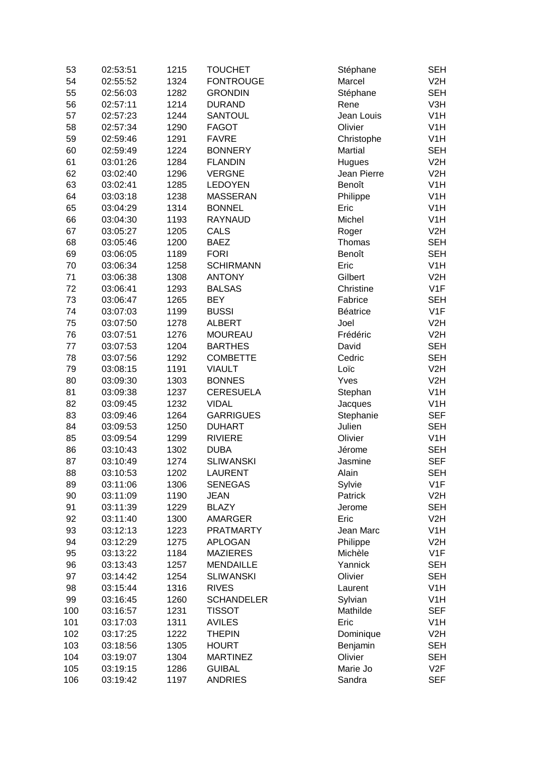| 53 | 02:53:51 | 1215 | TOUCHET | Stéphane | SEH |
|---|---|---|---|---|---|
| 54 | 02:55:52 | 1324 | FONTROUGE | Marcel | V2H |
| 55 | 02:56:03 | 1282 | GRONDIN | Stéphane | SEH |
| 56 | 02:57:11 | 1214 | DURAND | Rene | V3H |
| 57 | 02:57:23 | 1244 | SANTOUL | Jean Louis | V1H |
| 58 | 02:57:34 | 1290 | FAGOT | Olivier | V1H |
| 59 | 02:59:46 | 1291 | FAVRE | Christophe | V1H |
| 60 | 02:59:49 | 1224 | BONNERY | Martial | SEH |
| 61 | 03:01:26 | 1284 | FLANDIN | Hugues | V2H |
| 62 | 03:02:40 | 1296 | VERGNE | Jean Pierre | V2H |
| 63 | 03:02:41 | 1285 | LEDOYEN | Benoît | V1H |
| 64 | 03:03:18 | 1238 | MASSERAN | Philippe | V1H |
| 65 | 03:04:29 | 1314 | BONNEL | Eric | V1H |
| 66 | 03:04:30 | 1193 | RAYNAUD | Michel | V1H |
| 67 | 03:05:27 | 1205 | CALS | Roger | V2H |
| 68 | 03:05:46 | 1200 | BAEZ | Thomas | SEH |
| 69 | 03:06:05 | 1189 | FORI | Benoît | SEH |
| 70 | 03:06:34 | 1258 | SCHIRMANN | Eric | V1H |
| 71 | 03:06:38 | 1308 | ANTONY | Gilbert | V2H |
| 72 | 03:06:41 | 1293 | BALSAS | Christine | V1F |
| 73 | 03:06:47 | 1265 | BEY | Fabrice | SEH |
| 74 | 03:07:03 | 1199 | BUSSI | Béatrice | V1F |
| 75 | 03:07:50 | 1278 | ALBERT | Joel | V2H |
| 76 | 03:07:51 | 1276 | MOUREAU | Frédéric | V2H |
| 77 | 03:07:53 | 1204 | BARTHES | David | SEH |
| 78 | 03:07:56 | 1292 | COMBETTE | Cedric | SEH |
| 79 | 03:08:15 | 1191 | VIAULT | Loïc | V2H |
| 80 | 03:09:30 | 1303 | BONNES | Yves | V2H |
| 81 | 03:09:38 | 1237 | CERESUELA | Stephan | V1H |
| 82 | 03:09:45 | 1232 | VIDAL | Jacques | V1H |
| 83 | 03:09:46 | 1264 | GARRIGUES | Stephanie | SEF |
| 84 | 03:09:53 | 1250 | DUHART | Julien | SEH |
| 85 | 03:09:54 | 1299 | RIVIERE | Olivier | V1H |
| 86 | 03:10:43 | 1302 | DUBA | Jérome | SEH |
| 87 | 03:10:49 | 1274 | SLIWANSKI | Jasmine | SEF |
| 88 | 03:10:53 | 1202 | LAURENT | Alain | SEH |
| 89 | 03:11:06 | 1306 | SENEGAS | Sylvie | V1F |
| 90 | 03:11:09 | 1190 | JEAN | Patrick | V2H |
| 91 | 03:11:39 | 1229 | BLAZY | Jerome | SEH |
| 92 | 03:11:40 | 1300 | AMARGER | Eric | V2H |
| 93 | 03:12:13 | 1223 | PRATMARTY | Jean Marc | V1H |
| 94 | 03:12:29 | 1275 | APLOGAN | Philippe | V2H |
| 95 | 03:13:22 | 1184 | MAZIERES | Michèle | V1F |
| 96 | 03:13:43 | 1257 | MENDAILLE | Yannick | SEH |
| 97 | 03:14:42 | 1254 | SLIWANSKI | Olivier | SEH |
| 98 | 03:15:44 | 1316 | RIVES | Laurent | V1H |
| 99 | 03:16:45 | 1260 | SCHANDELER | Sylvian | V1H |
| 100 | 03:16:57 | 1231 | TISSOT | Mathilde | SEF |
| 101 | 03:17:03 | 1311 | AVILES | Eric | V1H |
| 102 | 03:17:25 | 1222 | THEPIN | Dominique | V2H |
| 103 | 03:18:56 | 1305 | HOURT | Benjamin | SEH |
| 104 | 03:19:07 | 1304 | MARTINEZ | Olivier | SEH |
| 105 | 03:19:15 | 1286 | GUIBAL | Marie Jo | V2F |
| 106 | 03:19:42 | 1197 | ANDRIES | Sandra | SEF |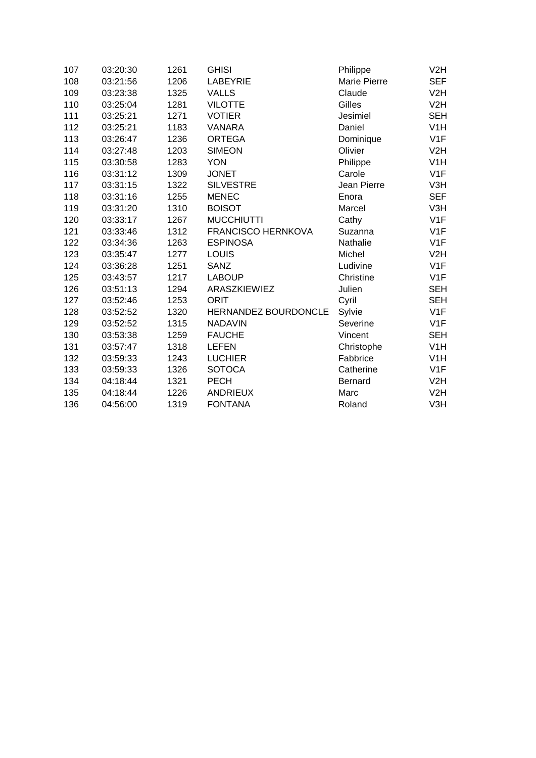| | | | | | |
|---|---|---|---|---|---|
| 107 | 03:20:30 | 1261 | GHISI | Philippe | V2H |
| 108 | 03:21:56 | 1206 | LABEYRIE | Marie Pierre | SEF |
| 109 | 03:23:38 | 1325 | VALLS | Claude | V2H |
| 110 | 03:25:04 | 1281 | VILOTTE | Gilles | V2H |
| 111 | 03:25:21 | 1271 | VOTIER | Jesimiel | SEH |
| 112 | 03:25:21 | 1183 | VANARA | Daniel | V1H |
| 113 | 03:26:47 | 1236 | ORTEGA | Dominique | V1F |
| 114 | 03:27:48 | 1203 | SIMEON | Olivier | V2H |
| 115 | 03:30:58 | 1283 | YON | Philippe | V1H |
| 116 | 03:31:12 | 1309 | JONET | Carole | V1F |
| 117 | 03:31:15 | 1322 | SILVESTRE | Jean Pierre | V3H |
| 118 | 03:31:16 | 1255 | MENEC | Enora | SEF |
| 119 | 03:31:20 | 1310 | BOISOT | Marcel | V3H |
| 120 | 03:33:17 | 1267 | MUCCHIUTTI | Cathy | V1F |
| 121 | 03:33:46 | 1312 | FRANCISCO HERNKOVA | Suzanna | V1F |
| 122 | 03:34:36 | 1263 | ESPINOSA | Nathalie | V1F |
| 123 | 03:35:47 | 1277 | LOUIS | Michel | V2H |
| 124 | 03:36:28 | 1251 | SANZ | Ludivine | V1F |
| 125 | 03:43:57 | 1217 | LABOUP | Christine | V1F |
| 126 | 03:51:13 | 1294 | ARASZKIEWIEZ | Julien | SEH |
| 127 | 03:52:46 | 1253 | ORIT | Cyril | SEH |
| 128 | 03:52:52 | 1320 | HERNANDEZ BOURDONCLE | Sylvie | V1F |
| 129 | 03:52:52 | 1315 | NADAVIN | Severine | V1F |
| 130 | 03:53:38 | 1259 | FAUCHE | Vincent | SEH |
| 131 | 03:57:47 | 1318 | LEFEN | Christophe | V1H |
| 132 | 03:59:33 | 1243 | LUCHIER | Fabbrice | V1H |
| 133 | 03:59:33 | 1326 | SOTOCA | Catherine | V1F |
| 134 | 04:18:44 | 1321 | PECH | Bernard | V2H |
| 135 | 04:18:44 | 1226 | ANDRIEUX | Marc | V2H |
| 136 | 04:56:00 | 1319 | FONTANA | Roland | V3H |